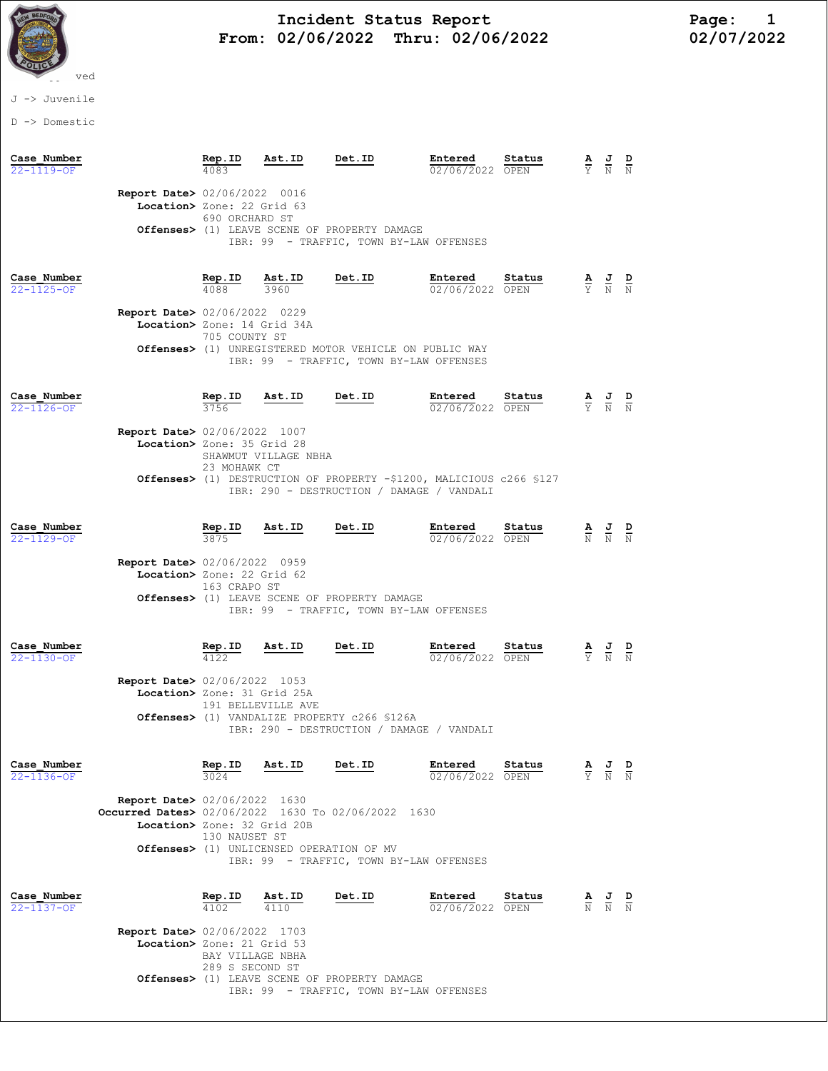# Incident Status Report
## From: 02/06/2022 Thru: 02/06/2022

02/07/2022

-- ved

J -> Juvenile

D -> Domestic

| Case_Number | Rep.ID | Ast.ID | Det.ID | Entered | Status | A | J | D |
|---|---|---|---|---|---|---|---|---|
| 22-1119-OF | 4083 | | | 02/06/2022 | OPEN | Y | N | N |

**Report Date>** 02/06/2022 0016
**Location>** Zone: 22 Grid 63
690 ORCHARD ST
**Offenses>** (1) LEAVE SCENE OF PROPERTY DAMAGE
IBR: 99 - TRAFFIC, TOWN BY-LAW OFFENSES

| Case_Number | Rep.ID | Ast.ID | Det.ID | Entered | Status | A | J | D |
|---|---|---|---|---|---|---|---|---|
| 22-1125-OF | 4088 | 3960 | | 02/06/2022 | OPEN | Y | N | N |

**Report Date>** 02/06/2022 0229
**Location>** Zone: 14 Grid 34A
705 COUNTY ST
**Offenses>** (1) UNREGISTERED MOTOR VEHICLE ON PUBLIC WAY
IBR: 99 - TRAFFIC, TOWN BY-LAW OFFENSES

| Case_Number | Rep.ID | Ast.ID | Det.ID | Entered | Status | A | J | D |
|---|---|---|---|---|---|---|---|---|
| 22-1126-OF | 3756 | | | 02/06/2022 | OPEN | Y | N | N |

**Report Date>** 02/06/2022 1007
**Location>** Zone: 35 Grid 28
SHAWMUT VILLAGE NBHA
23 MOHAWK CT
**Offenses>** (1) DESTRUCTION OF PROPERTY -$1200, MALICIOUS c266 §127
IBR: 290 - DESTRUCTION / DAMAGE / VANDALI

| Case_Number | Rep.ID | Ast.ID | Det.ID | Entered | Status | A | J | D |
|---|---|---|---|---|---|---|---|---|
| 22-1129-OF | 3875 | | | 02/06/2022 | OPEN | N | N | N |

**Report Date>** 02/06/2022 0959
**Location>** Zone: 22 Grid 62
163 CRAPO ST
**Offenses>** (1) LEAVE SCENE OF PROPERTY DAMAGE
IBR: 99 - TRAFFIC, TOWN BY-LAW OFFENSES

| Case_Number | Rep.ID | Ast.ID | Det.ID | Entered | Status | A | J | D |
|---|---|---|---|---|---|---|---|---|
| 22-1130-OF | 4122 | | | 02/06/2022 | OPEN | Y | N | N |

**Report Date>** 02/06/2022 1053
**Location>** Zone: 31 Grid 25A
191 BELLEVILLE AVE
**Offenses>** (1) VANDALIZE PROPERTY c266 §126A
IBR: 290 - DESTRUCTION / DAMAGE / VANDALI

| Case_Number | Rep.ID | Ast.ID | Det.ID | Entered | Status | A | J | D |
|---|---|---|---|---|---|---|---|---|
| 22-1136-OF | 3024 | | | 02/06/2022 | OPEN | Y | N | N |

**Report Date>** 02/06/2022 1630
**Occurred Dates>** 02/06/2022 1630 To 02/06/2022 1630
**Location>** Zone: 32 Grid 20B
130 NAUSET ST
**Offenses>** (1) UNLICENSED OPERATION OF MV
IBR: 99 - TRAFFIC, TOWN BY-LAW OFFENSES

| Case_Number | Rep.ID | Ast.ID | Det.ID | Entered | Status | A | J | D |
|---|---|---|---|---|---|---|---|---|
| 22-1137-OF | 4102 | 4110 | | 02/06/2022 | OPEN | N | N | N |

**Report Date>** 02/06/2022 1703
**Location>** Zone: 21 Grid 53
BAY VILLAGE NBHA
289 S SECOND ST
**Offenses>** (1) LEAVE SCENE OF PROPERTY DAMAGE
IBR: 99 - TRAFFIC, TOWN BY-LAW OFFENSES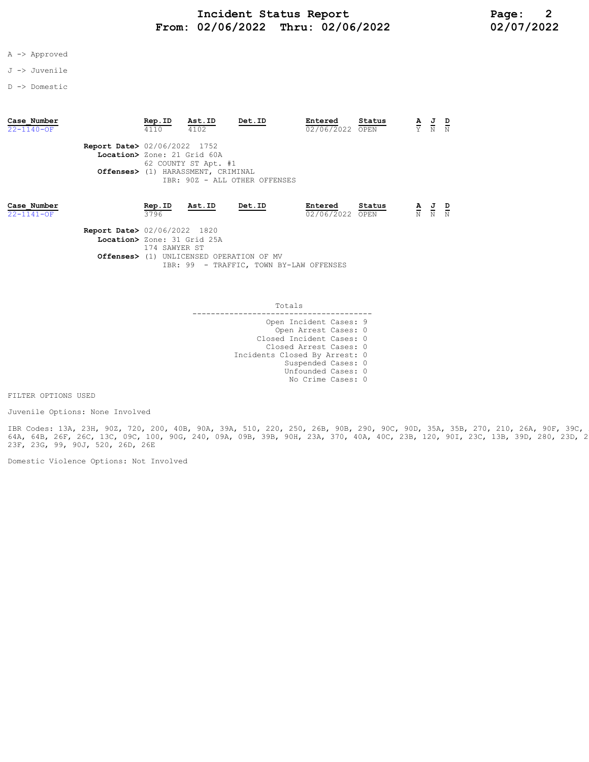# Incident Status Report
## From: 02/06/2022 Thru: 02/06/2022

A -> Approved

J -> Juvenile

D -> Domestic

| Case_Number | Rep.ID | Ast.ID | Det.ID | Entered | Status | A | J | D |
|---|---|---|---|---|---|---|---|---|
| 22-1140-OF | 4110 | 4102 | | 02/06/2022 | OPEN | Y | N | N |

**Report Date>** 02/06/2022 1752
**Location>** Zone: 21 Grid 60A
62 COUNTY ST Apt. #1
**Offenses>** (1) HARASSMENT, CRIMINAL
IBR: 90Z - ALL OTHER OFFENSES

| Case_Number | Rep.ID | Ast.ID | Det.ID | Entered | Status | A | J | D |
|---|---|---|---|---|---|---|---|---|
| 22-1141-OF | 3796 | | | 02/06/2022 | OPEN | N | N | N |

**Report Date>** 02/06/2022 1820
**Location>** Zone: 31 Grid 25A
174 SAWYER ST
**Offenses>** (1) UNLICENSED OPERATION OF MV
IBR: 99 - TRAFFIC, TOWN BY-LAW OFFENSES

Totals

| | |
|---|---|
| Open Incident Cases: | 9 |
| Open Arrest Cases: | 0 |
| Closed Incident Cases: | 0 |
| Closed Arrest Cases: | 0 |
| Incidents Closed By Arrest: | 0 |
| Suspended Cases: | 0 |
| Unfounded Cases: | 0 |
| No Crime Cases: | 0 |

FILTER OPTIONS USED

Juvenile Options: None Involved

IBR Codes: 13A, 23H, 90Z, 720, 200, 40B, 90A, 39A, 510, 220, 250, 26B, 90B, 290, 90C, 90D, 35A, 35B, 270, 210, 26A, 90F, 39C, 64A, 64B, 26F, 26C, 13C, 09C, 100, 90G, 240, 09A, 09B, 39B, 90H, 23A, 370, 40A, 40C, 23B, 120, 90I, 23C, 13B, 39D, 280, 23D, 2 23F, 23G, 99, 90J, 520, 26D, 26E

Domestic Violence Options: Not Involved